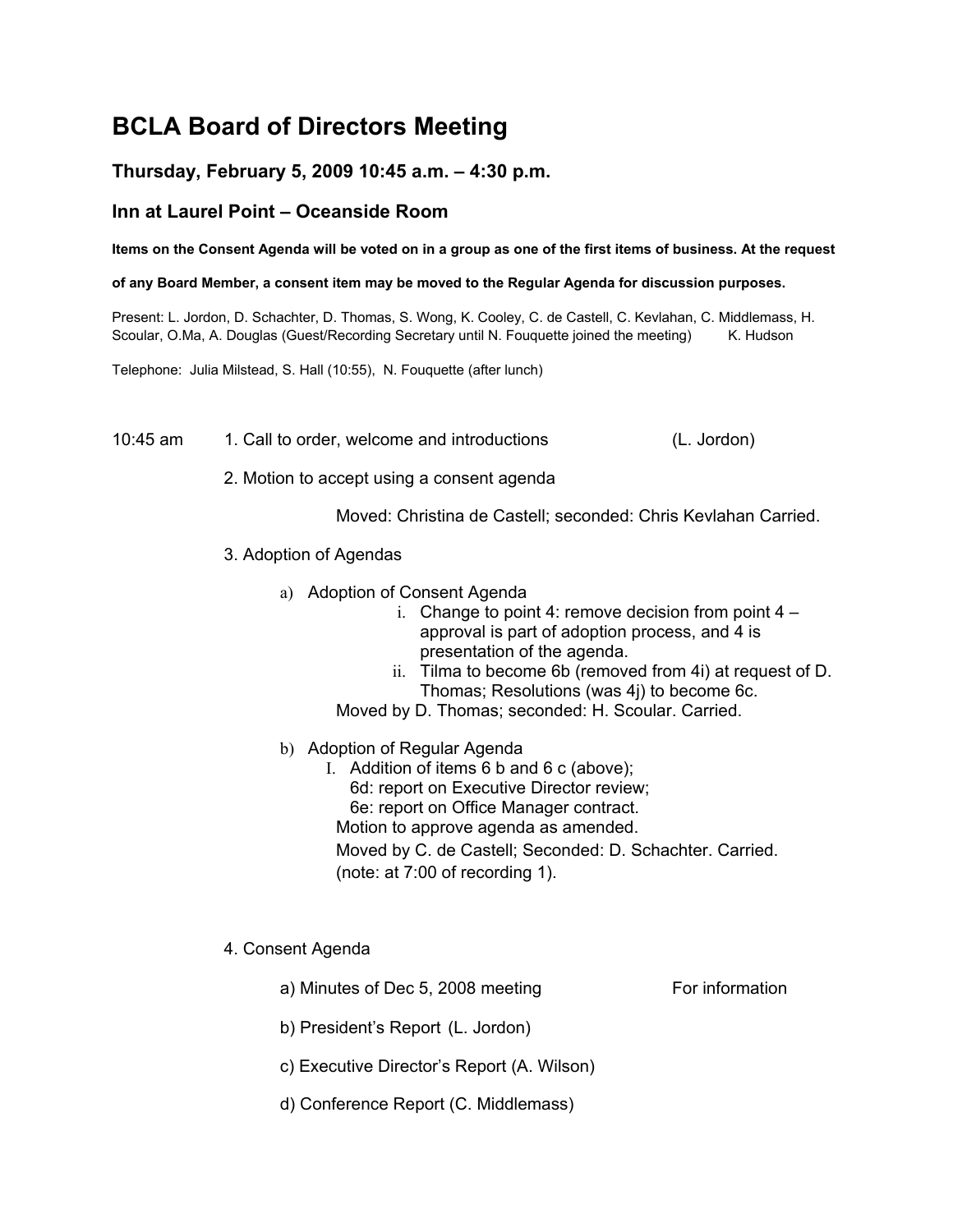# BCLA Board of Directors Meeting

## Thursday, February 5, 2009 10:45 a.m. – 4:30 p.m.

## Inn at Laurel Point – Oceanside Room

**Items on the Consent Agenda will be voted on in a group as one of the first items of business. At the request of any Board Member, a consent item may be moved to the Regular Agenda for discussion purposes.**

Present: L. Jordon, D. Schachter, D. Thomas, S. Wong, K. Cooley, C. de Castell, C. Kevlahan, C. Middlemass, H. Scoular, O.Ma, A. Douglas (Guest/Recording Secretary until N. Fouquette joined the meeting) K. Hudson

Telephone: Julia Milstead, S. Hall (10:55), N. Fouquette (after lunch)

10:45 am 1. Call to order, welcome and introductions (L. Jordon)

2. Motion to accept using a consent agenda

Moved: Christina de Castell; seconded: Chris Kevlahan Carried.

3. Adoption of Agendas

a) Adoption of Consent Agenda
   i. Change to point 4: remove decision from point 4 – approval is part of adoption process, and 4 is presentation of the agenda.
   ii. Tilma to become 6b (removed from 4i) at request of D. Thomas; Resolutions (was 4j) to become 6c.

   Moved by D. Thomas; seconded: H. Scoular. Carried.

b) Adoption of Regular Agenda
   I. Addition of items 6 b and 6 c (above);
      6d: report on Executive Director review;
      6e: report on Office Manager contract.

   Motion to approve agenda as amended.
   Moved by C. de Castell; Seconded: D. Schachter. Carried.
   (note: at 7:00 of recording 1).

4. Consent Agenda

a) Minutes of Dec 5, 2008 meeting For information

b) President's Report (L. Jordon)

c) Executive Director's Report (A. Wilson)

d) Conference Report (C. Middlemass)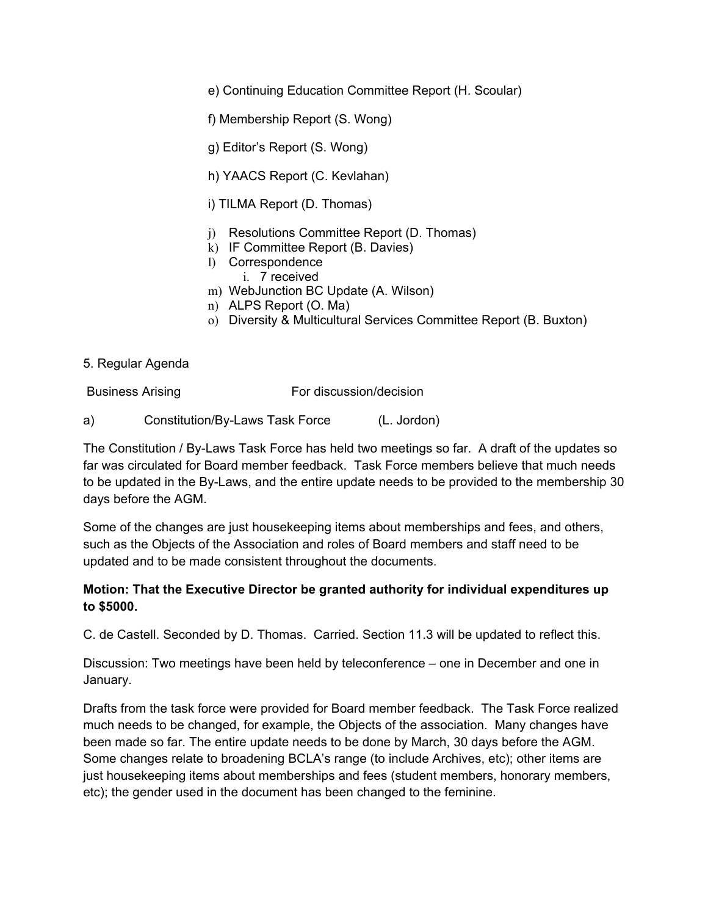e) Continuing Education Committee Report (H. Scoular)

f) Membership Report (S. Wong)

g) Editor's Report (S. Wong)

h) YAACS Report (C. Kevlahan)

i) TILMA Report (D. Thomas)

j) Resolutions Committee Report (D. Thomas)
k) IF Committee Report (B. Davies)
l) Correspondence
    i. 7 received
m) WebJunction BC Update (A. Wilson)
n) ALPS Report (O. Ma)
o) Diversity & Multicultural Services Committee Report (B. Buxton)

5. Regular Agenda

Business Arising                For discussion/decision

a) Constitution/By-Laws Task Force (L. Jordon)

The Constitution / By-Laws Task Force has held two meetings so far. A draft of the updates so far was circulated for Board member feedback. Task Force members believe that much needs to be updated in the By-Laws, and the entire update needs to be provided to the membership 30 days before the AGM.

Some of the changes are just housekeeping items about memberships and fees, and others, such as the Objects of the Association and roles of Board members and staff need to be updated and to be made consistent throughout the documents.

**Motion: That the Executive Director be granted authority for individual expenditures up to $5000.**

C. de Castell. Seconded by D. Thomas. Carried. Section 11.3 will be updated to reflect this.

Discussion: Two meetings have been held by teleconference – one in December and one in January.

Drafts from the task force were provided for Board member feedback. The Task Force realized much needs to be changed, for example, the Objects of the association. Many changes have been made so far. The entire update needs to be done by March, 30 days before the AGM. Some changes relate to broadening BCLA's range (to include Archives, etc); other items are just housekeeping items about memberships and fees (student members, honorary members, etc); the gender used in the document has been changed to the feminine.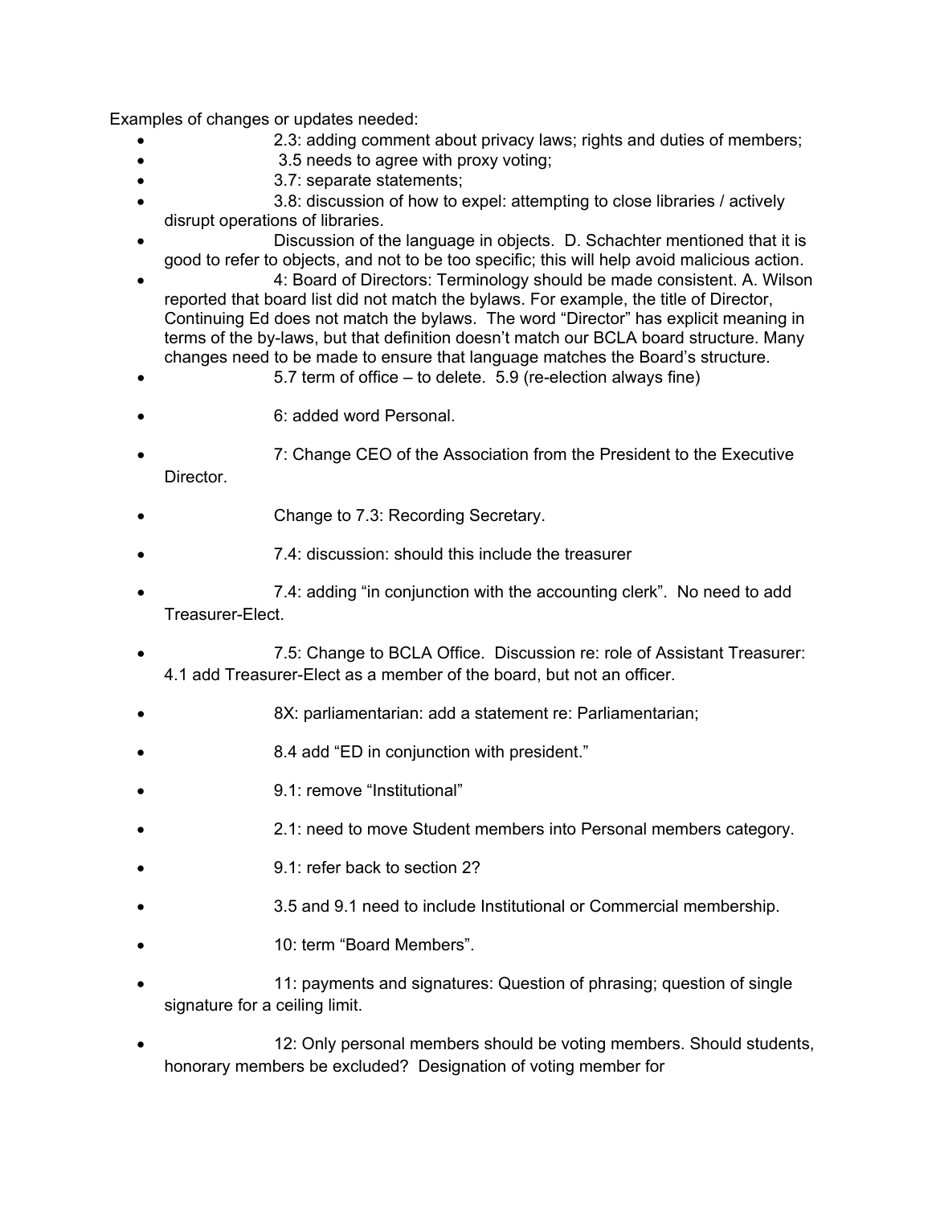Examples of changes or updates needed:

- 2.3: adding comment about privacy laws; rights and duties of members;
- 3.5 needs to agree with proxy voting;
- 3.7: separate statements;
- 3.8: discussion of how to expel: attempting to close libraries / actively disrupt operations of libraries.
- Discussion of the language in objects. D. Schachter mentioned that it is good to refer to objects, and not to be too specific; this will help avoid malicious action.
- 4: Board of Directors: Terminology should be made consistent. A. Wilson reported that board list did not match the bylaws. For example, the title of Director, Continuing Ed does not match the bylaws. The word "Director" has explicit meaning in terms of the by-laws, but that definition doesn't match our BCLA board structure. Many changes need to be made to ensure that language matches the Board's structure.
- 5.7 term of office – to delete. 5.9 (re-election always fine)
- 6: added word Personal.
- 7: Change CEO of the Association from the President to the Executive Director.
- Change to 7.3: Recording Secretary.
- 7.4: discussion: should this include the treasurer
- 7.4: adding "in conjunction with the accounting clerk". No need to add Treasurer-Elect.
- 7.5: Change to BCLA Office. Discussion re: role of Assistant Treasurer: 4.1 add Treasurer-Elect as a member of the board, but not an officer.
- 8X: parliamentarian: add a statement re: Parliamentarian;
- 8.4 add "ED in conjunction with president."
- 9.1: remove "Institutional"
- 2.1: need to move Student members into Personal members category.
- 9.1: refer back to section 2?
- 3.5 and 9.1 need to include Institutional or Commercial membership.
- 10: term "Board Members".
- 11: payments and signatures: Question of phrasing; question of single signature for a ceiling limit.
- 12: Only personal members should be voting members. Should students, honorary members be excluded? Designation of voting member for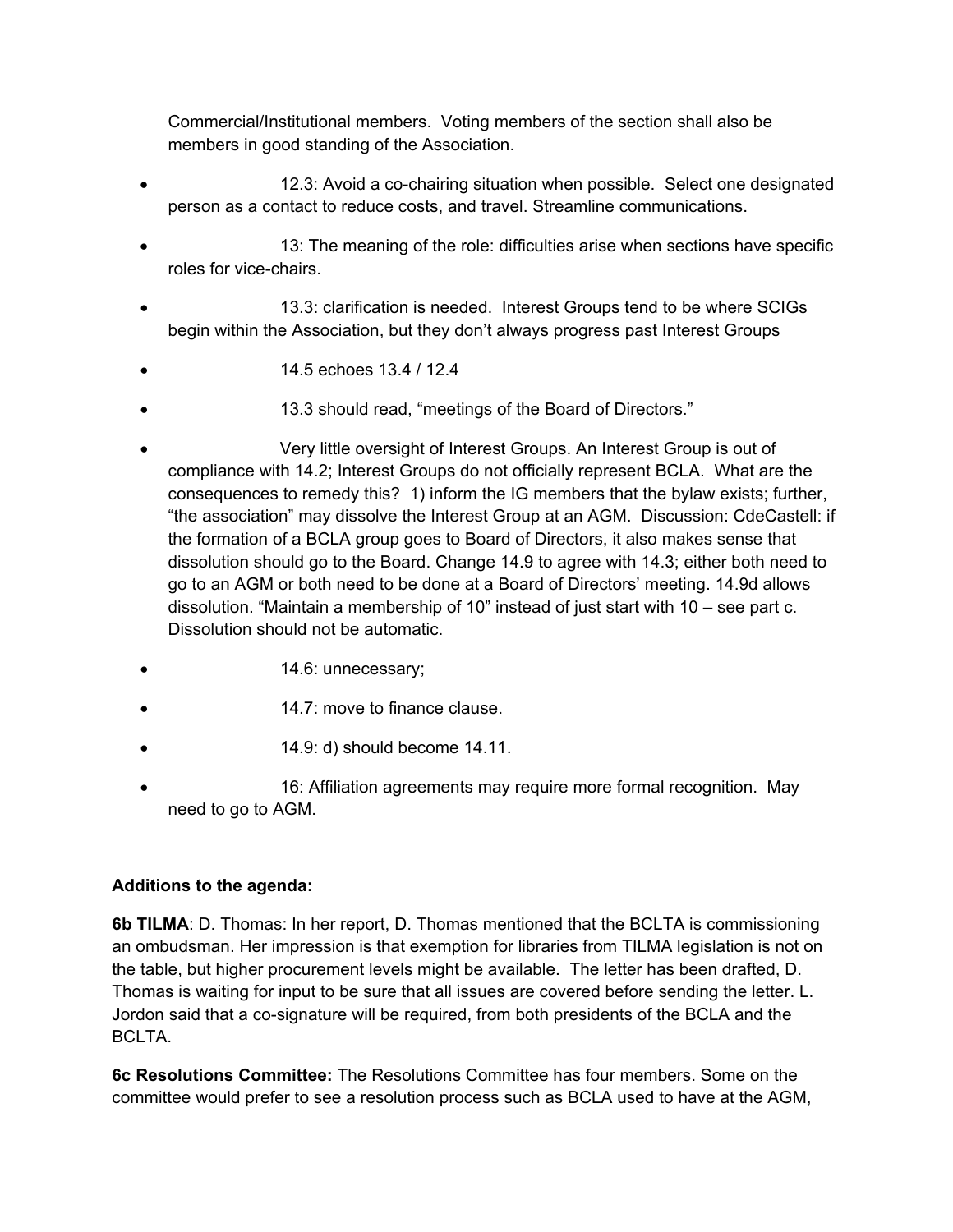Commercial/Institutional members. Voting members of the section shall also be members in good standing of the Association.

- 12.3: Avoid a co-chairing situation when possible. Select one designated person as a contact to reduce costs, and travel. Streamline communications.
- 13: The meaning of the role: difficulties arise when sections have specific roles for vice-chairs.
- 13.3: clarification is needed. Interest Groups tend to be where SCIGs begin within the Association, but they don't always progress past Interest Groups
- 14.5 echoes 13.4 / 12.4
- 13.3 should read, "meetings of the Board of Directors."
- Very little oversight of Interest Groups. An Interest Group is out of compliance with 14.2; Interest Groups do not officially represent BCLA. What are the consequences to remedy this? 1) inform the IG members that the bylaw exists; further, "the association" may dissolve the Interest Group at an AGM. Discussion: CdeCastell: if the formation of a BCLA group goes to Board of Directors, it also makes sense that dissolution should go to the Board. Change 14.9 to agree with 14.3; either both need to go to an AGM or both need to be done at a Board of Directors' meeting. 14.9d allows dissolution. "Maintain a membership of 10" instead of just start with 10 – see part c. Dissolution should not be automatic.
- 14.6: unnecessary;
- 14.7: move to finance clause.
- 14.9: d) should become 14.11.
- 16: Affiliation agreements may require more formal recognition. May need to go to AGM.

**Additions to the agenda:**

**6b TILMA**: D. Thomas: In her report, D. Thomas mentioned that the BCLTA is commissioning an ombudsman. Her impression is that exemption for libraries from TILMA legislation is not on the table, but higher procurement levels might be available. The letter has been drafted, D. Thomas is waiting for input to be sure that all issues are covered before sending the letter. L. Jordon said that a co-signature will be required, from both presidents of the BCLA and the BCLTA.

**6c Resolutions Committee:** The Resolutions Committee has four members. Some on the committee would prefer to see a resolution process such as BCLA used to have at the AGM,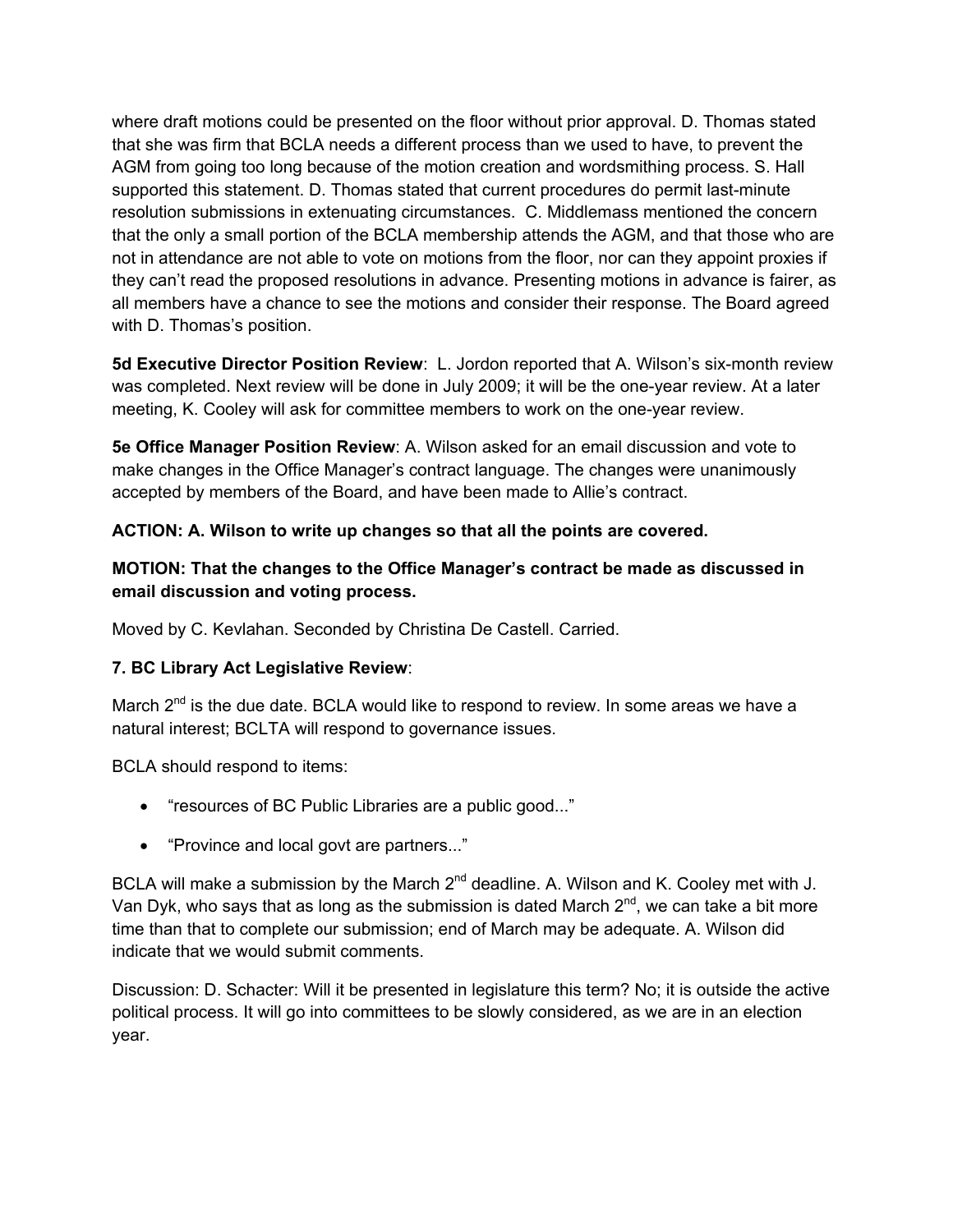where draft motions could be presented on the floor without prior approval. D. Thomas stated that she was firm that BCLA needs a different process than we used to have, to prevent the AGM from going too long because of the motion creation and wordsmithing process. S. Hall supported this statement. D. Thomas stated that current procedures do permit last-minute resolution submissions in extenuating circumstances. C. Middlemass mentioned the concern that the only a small portion of the BCLA membership attends the AGM, and that those who are not in attendance are not able to vote on motions from the floor, nor can they appoint proxies if they can't read the proposed resolutions in advance. Presenting motions in advance is fairer, as all members have a chance to see the motions and consider their response. The Board agreed with D. Thomas's position.

**5d Executive Director Position Review**: L. Jordon reported that A. Wilson's six-month review was completed. Next review will be done in July 2009; it will be the one-year review. At a later meeting, K. Cooley will ask for committee members to work on the one-year review.

**5e Office Manager Position Review**: A. Wilson asked for an email discussion and vote to make changes in the Office Manager's contract language. The changes were unanimously accepted by members of the Board, and have been made to Allie's contract.

**ACTION: A. Wilson to write up changes so that all the points are covered.**

**MOTION: That the changes to the Office Manager's contract be made as discussed in email discussion and voting process.**

Moved by C. Kevlahan. Seconded by Christina De Castell. Carried.

**7. BC Library Act Legislative Review**:

March 2nd is the due date. BCLA would like to respond to review. In some areas we have a natural interest; BCLTA will respond to governance issues.

BCLA should respond to items:

- "resources of BC Public Libraries are a public good..."
- "Province and local govt are partners..."

BCLA will make a submission by the March 2nd deadline. A. Wilson and K. Cooley met with J. Van Dyk, who says that as long as the submission is dated March 2nd, we can take a bit more time than that to complete our submission; end of March may be adequate. A. Wilson did indicate that we would submit comments.

Discussion: D. Schacter: Will it be presented in legislature this term? No; it is outside the active political process. It will go into committees to be slowly considered, as we are in an election year.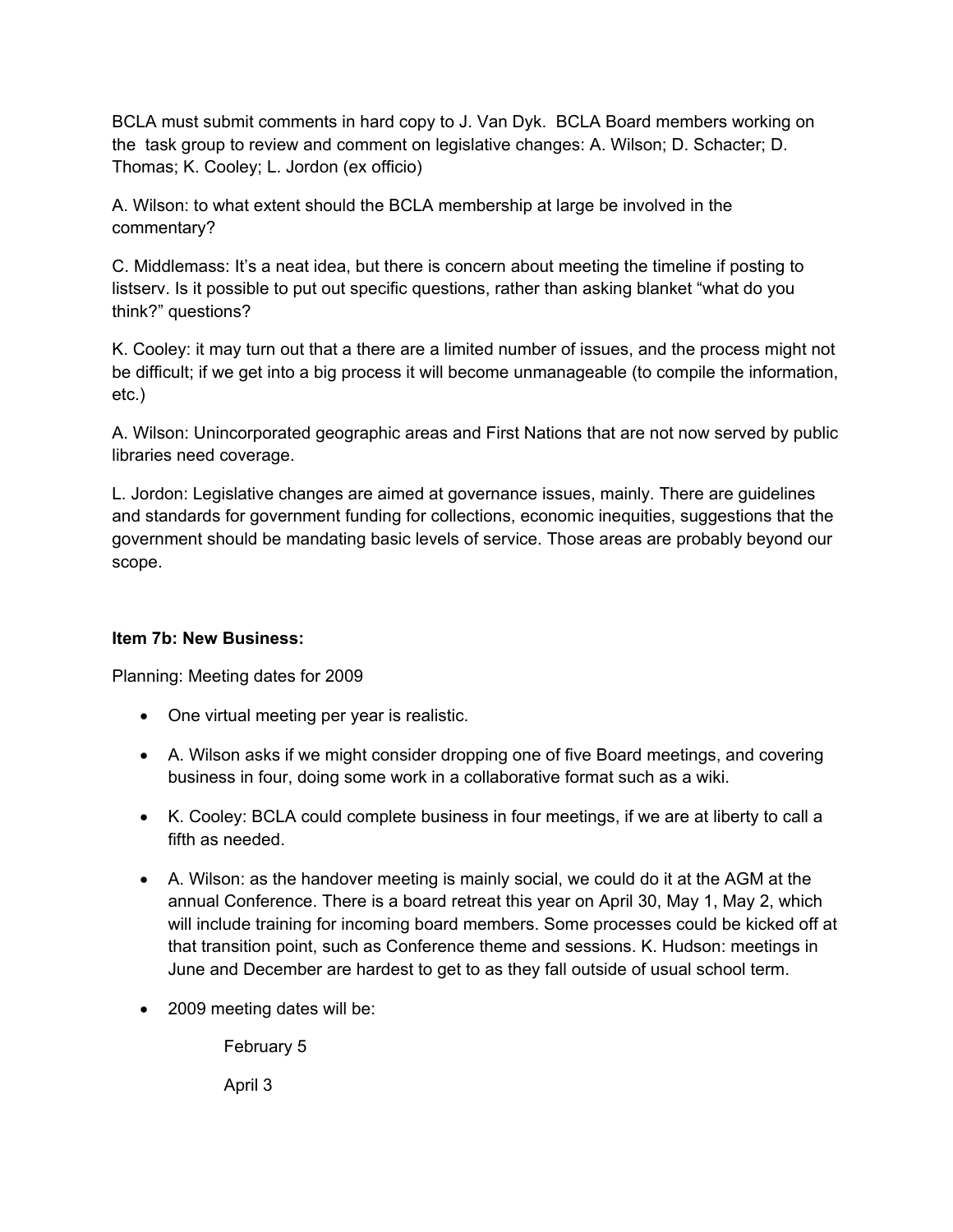BCLA must submit comments in hard copy to J. Van Dyk. BCLA Board members working on the task group to review and comment on legislative changes: A. Wilson; D. Schacter; D. Thomas; K. Cooley; L. Jordon (ex officio)

A. Wilson: to what extent should the BCLA membership at large be involved in the commentary?

C. Middlemass: It's a neat idea, but there is concern about meeting the timeline if posting to listserv. Is it possible to put out specific questions, rather than asking blanket "what do you think?" questions?

K. Cooley: it may turn out that a there are a limited number of issues, and the process might not be difficult; if we get into a big process it will become unmanageable (to compile the information, etc.)

A. Wilson: Unincorporated geographic areas and First Nations that are not now served by public libraries need coverage.

L. Jordon: Legislative changes are aimed at governance issues, mainly. There are guidelines and standards for government funding for collections, economic inequities, suggestions that the government should be mandating basic levels of service. Those areas are probably beyond our scope.

**Item 7b: New Business:**

Planning: Meeting dates for 2009

- One virtual meeting per year is realistic.
- A. Wilson asks if we might consider dropping one of five Board meetings, and covering business in four, doing some work in a collaborative format such as a wiki.
- K. Cooley: BCLA could complete business in four meetings, if we are at liberty to call a fifth as needed.
- A. Wilson: as the handover meeting is mainly social, we could do it at the AGM at the annual Conference. There is a board retreat this year on April 30, May 1, May 2, which will include training for incoming board members. Some processes could be kicked off at that transition point, such as Conference theme and sessions. K. Hudson: meetings in June and December are hardest to get to as they fall outside of usual school term.
- 2009 meeting dates will be:

    February 5

    April 3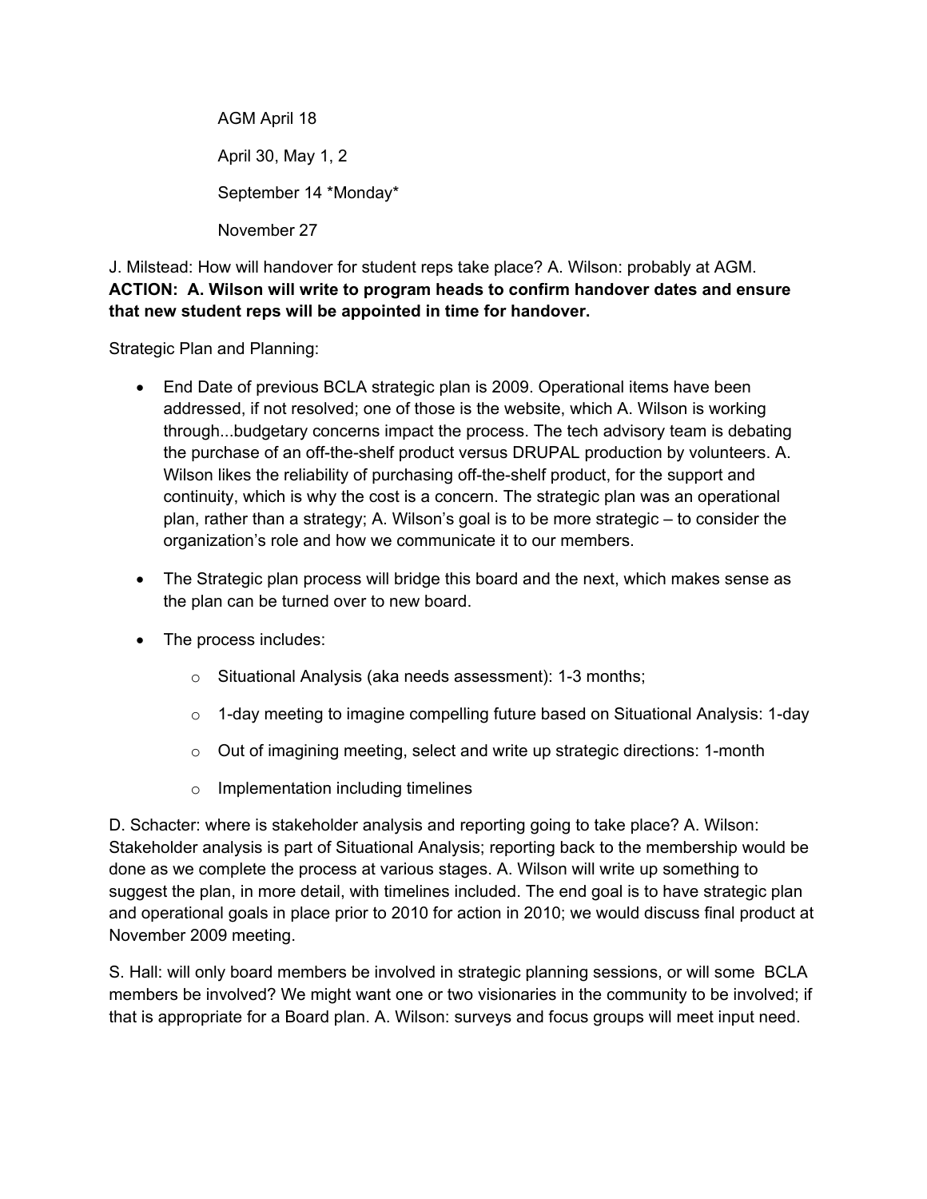AGM April 18

April 30, May 1, 2

September 14 *Monday*

November 27

J. Milstead: How will handover for student reps take place? A. Wilson: probably at AGM. **ACTION: A. Wilson will write to program heads to confirm handover dates and ensure that new student reps will be appointed in time for handover.**

Strategic Plan and Planning:

- End Date of previous BCLA strategic plan is 2009. Operational items have been addressed, if not resolved; one of those is the website, which A. Wilson is working through...budgetary concerns impact the process. The tech advisory team is debating the purchase of an off-the-shelf product versus DRUPAL production by volunteers. A. Wilson likes the reliability of purchasing off-the-shelf product, for the support and continuity, which is why the cost is a concern. The strategic plan was an operational plan, rather than a strategy; A. Wilson's goal is to be more strategic – to consider the organization's role and how we communicate it to our members.
- The Strategic plan process will bridge this board and the next, which makes sense as the plan can be turned over to new board.
- The process includes:
  - Situational Analysis (aka needs assessment): 1-3 months;
  - 1-day meeting to imagine compelling future based on Situational Analysis: 1-day
  - Out of imagining meeting, select and write up strategic directions: 1-month
  - Implementation including timelines

D. Schacter: where is stakeholder analysis and reporting going to take place? A. Wilson: Stakeholder analysis is part of Situational Analysis; reporting back to the membership would be done as we complete the process at various stages. A. Wilson will write up something to suggest the plan, in more detail, with timelines included. The end goal is to have strategic plan and operational goals in place prior to 2010 for action in 2010; we would discuss final product at November 2009 meeting.

S. Hall: will only board members be involved in strategic planning sessions, or will some BCLA members be involved? We might want one or two visionaries in the community to be involved; if that is appropriate for a Board plan. A. Wilson: surveys and focus groups will meet input need.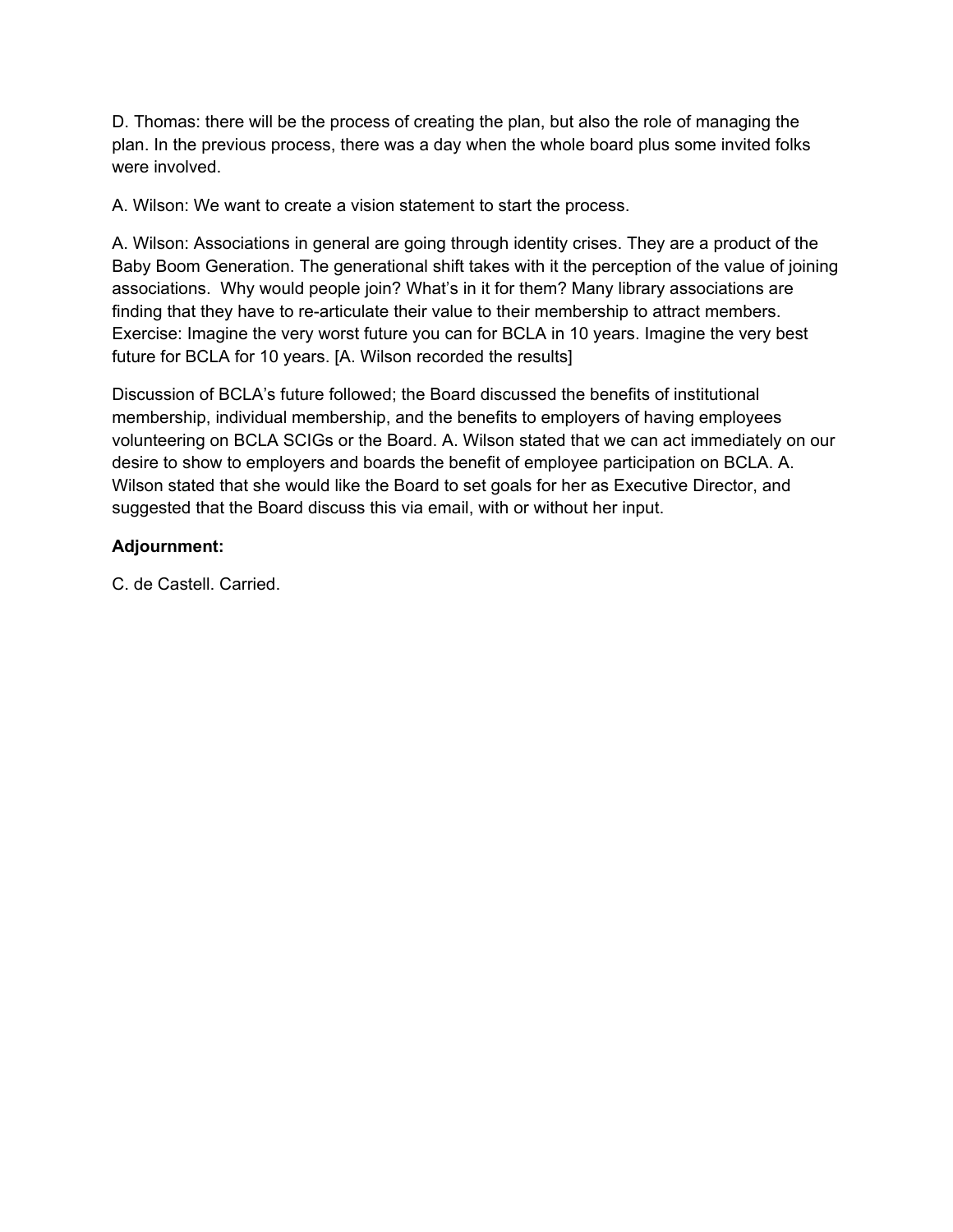D. Thomas: there will be the process of creating the plan, but also the role of managing the plan. In the previous process, there was a day when the whole board plus some invited folks were involved.

A. Wilson: We want to create a vision statement to start the process.

A. Wilson: Associations in general are going through identity crises. They are a product of the Baby Boom Generation. The generational shift takes with it the perception of the value of joining associations.  Why would people join? What's in it for them? Many library associations are finding that they have to re-articulate their value to their membership to attract members. Exercise: Imagine the very worst future you can for BCLA in 10 years. Imagine the very best future for BCLA for 10 years. [A. Wilson recorded the results]

Discussion of BCLA's future followed; the Board discussed the benefits of institutional membership, individual membership, and the benefits to employers of having employees volunteering on BCLA SCIGs or the Board. A. Wilson stated that we can act immediately on our desire to show to employers and boards the benefit of employee participation on BCLA. A. Wilson stated that she would like the Board to set goals for her as Executive Director, and suggested that the Board discuss this via email, with or without her input.

**Adjournment:**

C. de Castell. Carried.